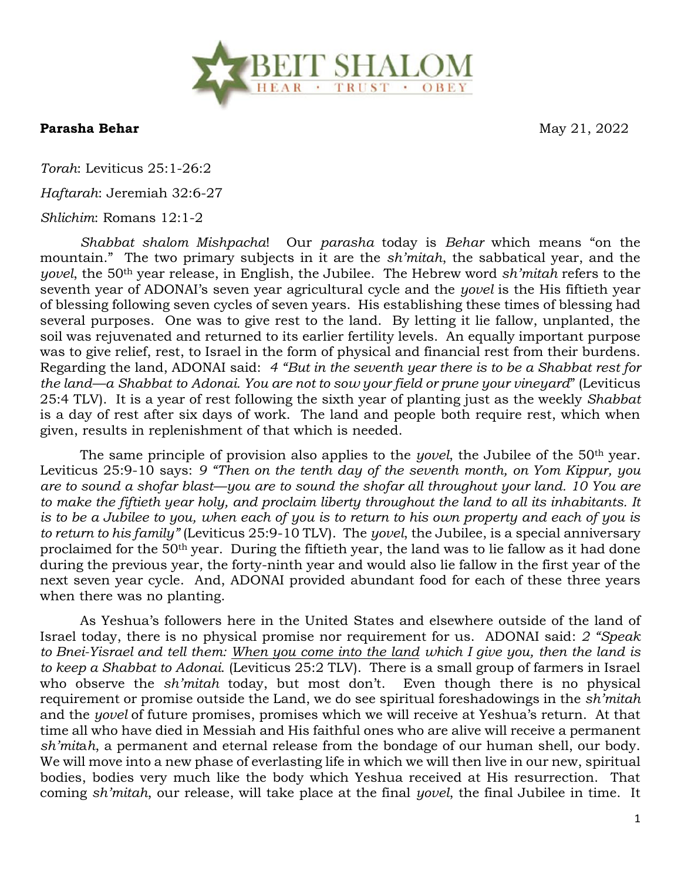**Parasha Behar** May 21, 2022

*Torah*: Leviticus 25:1-26:2

*Haftarah*: Jeremiah 32:6-27

*Shlichim*: Romans 12:1-2

*Shabbat shalom Mishpacha*! Our *parasha* today is *Behar* which means "on the mountain." The two primary subjects in it are the *sh'mitah*, the sabbatical year, and the *yovel*, the 50th year release, in English, the Jubilee. The Hebrew word *sh'mitah* refers to the seventh year of ADONAI's seven year agricultural cycle and the *yovel* is the His fiftieth year of blessing following seven cycles of seven years. His establishing these times of blessing had several purposes. One was to give rest to the land. By letting it lie fallow, unplanted, the soil was rejuvenated and returned to its earlier fertility levels. An equally important purpose was to give relief, rest, to Israel in the form of physical and financial rest from their burdens. Regarding the land, ADONAI said: *4 "But in the seventh year there is to be a Shabbat rest for the land—a Shabbat to Adonai. You are not to sow your field or prune your vineyard*" (Leviticus 25:4 TLV). It is a year of rest following the sixth year of planting just as the weekly *Shabbat* is a day of rest after six days of work. The land and people both require rest, which when given, results in replenishment of that which is needed.

The same principle of provision also applies to the *yovel*, the Jubilee of the 50th year. Leviticus 25:9-10 says: *9 "Then on the tenth day of the seventh month, on Yom Kippur, you are to sound a shofar blast—you are to sound the shofar all throughout your land. 10 You are to make the fiftieth year holy, and proclaim liberty throughout the land to all its inhabitants. It is to be a Jubilee to you, when each of you is to return to his own property and each of you is to return to his family"* (Leviticus 25:9-10 TLV). The *yovel*, the Jubilee, is a special anniversary proclaimed for the 50th year. During the fiftieth year, the land was to lie fallow as it had done during the previous year, the forty-ninth year and would also lie fallow in the first year of the next seven year cycle. And, ADONAI provided abundant food for each of these three years when there was no planting.

As Yeshua's followers here in the United States and elsewhere outside of the land of Israel today, there is no physical promise nor requirement for us. ADONAI said: *2 "Speak to Bnei-Yisrael and tell them: <u>When you come into the land</u> which I give you, then the land is to keep a Shabbat to Adonai.* (Leviticus 25:2 TLV). There is a small group of farmers in Israel who observe the *sh'mitah* today, but most don't. Even though there is no physical requirement or promise outside the Land, we do see spiritual foreshadowings in the *sh'mitah* and the *yovel* of future promises, promises which we will receive at Yeshua's return. At that time all who have died in Messiah and His faithful ones who are alive will receive a permanent *sh'mitah*, a permanent and eternal release from the bondage of our human shell, our body. We will move into a new phase of everlasting life in which we will then live in our new, spiritual bodies, bodies very much like the body which Yeshua received at His resurrection. That coming *sh'mitah*, our release, will take place at the final *yovel*, the final Jubilee in time. It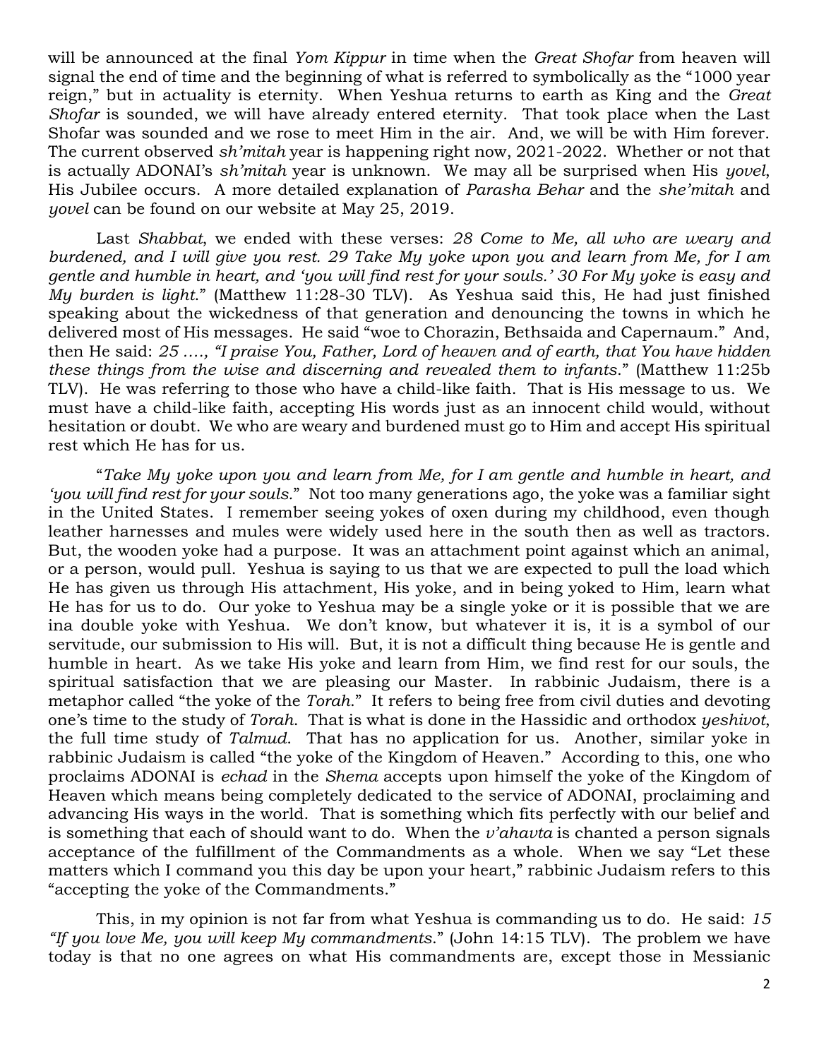will be announced at the final *Yom Kippur* in time when the *Great Shofar* from heaven will signal the end of time and the beginning of what is referred to symbolically as the "1000 year reign," but in actuality is eternity. When Yeshua returns to earth as King and the *Great Shofar* is sounded, we will have already entered eternity. That took place when the Last Shofar was sounded and we rose to meet Him in the air. And, we will be with Him forever. The current observed *sh'mitah* year is happening right now, 2021-2022. Whether or not that is actually ADONAI's *sh'mitah* year is unknown. We may all be surprised when His *yovel*, His Jubilee occurs. A more detailed explanation of *Parasha Behar* and the *she'mitah* and *yovel* can be found on our website at May 25, 2019.

Last *Shabbat*, we ended with these verses: *28 Come to Me, all who are weary and burdened, and I will give you rest. 29 Take My yoke upon you and learn from Me, for I am gentle and humble in heart, and 'you will find rest for your souls.' 30 For My yoke is easy and My burden is light.*" (Matthew 11:28-30 TLV). As Yeshua said this, He had just finished speaking about the wickedness of that generation and denouncing the towns in which he delivered most of His messages. He said "woe to Chorazin, Bethsaida and Capernaum." And, then He said: *25 …., "I praise You, Father, Lord of heaven and of earth, that You have hidden these things from the wise and discerning and revealed them to infants.*" (Matthew 11:25b TLV). He was referring to those who have a child-like faith. That is His message to us. We must have a child-like faith, accepting His words just as an innocent child would, without hesitation or doubt. We who are weary and burdened must go to Him and accept His spiritual rest which He has for us.

"*Take My yoke upon you and learn from Me, for I am gentle and humble in heart, and 'you will find rest for your souls.*" Not too many generations ago, the yoke was a familiar sight in the United States. I remember seeing yokes of oxen during my childhood, even though leather harnesses and mules were widely used here in the south then as well as tractors. But, the wooden yoke had a purpose. It was an attachment point against which an animal, or a person, would pull. Yeshua is saying to us that we are expected to pull the load which He has given us through His attachment, His yoke, and in being yoked to Him, learn what He has for us to do. Our yoke to Yeshua may be a single yoke or it is possible that we are ina double yoke with Yeshua. We don't know, but whatever it is, it is a symbol of our servitude, our submission to His will. But, it is not a difficult thing because He is gentle and humble in heart. As we take His yoke and learn from Him, we find rest for our souls, the spiritual satisfaction that we are pleasing our Master. In rabbinic Judaism, there is a metaphor called "the yoke of the *Torah*." It refers to being free from civil duties and devoting one's time to the study of *Torah*. That is what is done in the Hassidic and orthodox *yeshivot*, the full time study of *Talmud*. That has no application for us. Another, similar yoke in rabbinic Judaism is called "the yoke of the Kingdom of Heaven." According to this, one who proclaims ADONAI is *echad* in the *Shema* accepts upon himself the yoke of the Kingdom of Heaven which means being completely dedicated to the service of ADONAI, proclaiming and advancing His ways in the world. That is something which fits perfectly with our belief and is something that each of should want to do. When the *v'ahavta* is chanted a person signals acceptance of the fulfillment of the Commandments as a whole. When we say "Let these matters which I command you this day be upon your heart," rabbinic Judaism refers to this "accepting the yoke of the Commandments."

This, in my opinion is not far from what Yeshua is commanding us to do. He said: *15 "If you love Me, you will keep My commandments.*" (John 14:15 TLV). The problem we have today is that no one agrees on what His commandments are, except those in Messianic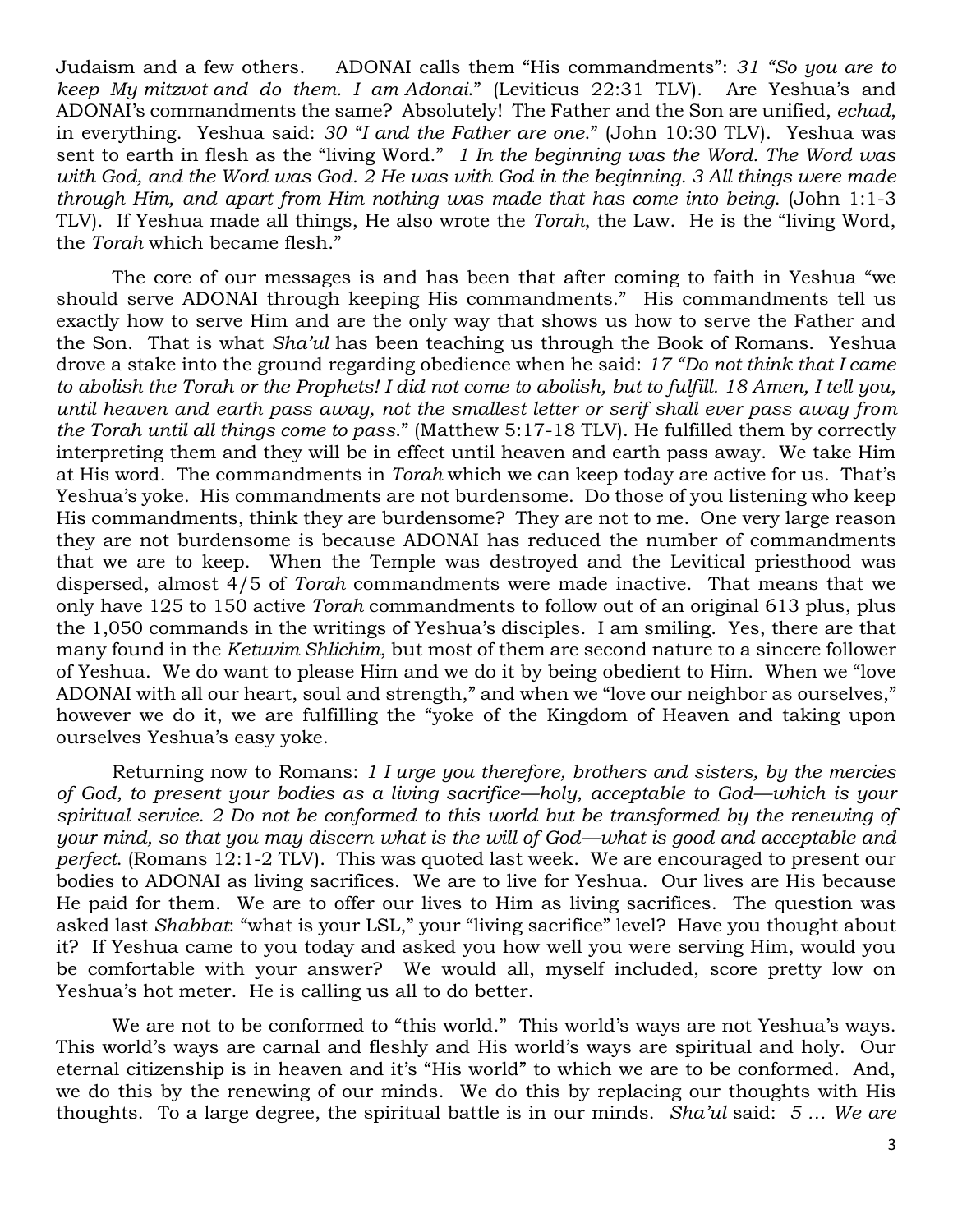Judaism and a few others. ADONAI calls them "His commandments": *31 "So you are to keep My mitzvot and do them. I am Adonai."* (Leviticus 22:31 TLV). Are Yeshua's and ADONAI's commandments the same? Absolutely! The Father and the Son are unified, *echad*, in everything. Yeshua said: *30 "I and the Father are one."* (John 10:30 TLV). Yeshua was sent to earth in flesh as the "living Word." *1 In the beginning was the Word. The Word was with God, and the Word was God. 2 He was with God in the beginning. 3 All things were made through Him, and apart from Him nothing was made that has come into being.* (John 1:1-3 TLV). If Yeshua made all things, He also wrote the *Torah*, the Law. He is the "living Word, the *Torah* which became flesh."

The core of our messages is and has been that after coming to faith in Yeshua "we should serve ADONAI through keeping His commandments." His commandments tell us exactly how to serve Him and are the only way that shows us how to serve the Father and the Son. That is what *Sha'ul* has been teaching us through the Book of Romans. Yeshua drove a stake into the ground regarding obedience when he said: *17 "Do not think that I came to abolish the Torah or the Prophets! I did not come to abolish, but to fulfill. 18 Amen, I tell you, until heaven and earth pass away, not the smallest letter or serif shall ever pass away from the Torah until all things come to pass."* (Matthew 5:17-18 TLV). He fulfilled them by correctly interpreting them and they will be in effect until heaven and earth pass away. We take Him at His word. The commandments in *Torah* which we can keep today are active for us. That's Yeshua's yoke. His commandments are not burdensome. Do those of you listening who keep His commandments, think they are burdensome? They are not to me. One very large reason they are not burdensome is because ADONAI has reduced the number of commandments that we are to keep. When the Temple was destroyed and the Levitical priesthood was dispersed, almost 4/5 of *Torah* commandments were made inactive. That means that we only have 125 to 150 active *Torah* commandments to follow out of an original 613 plus, plus the 1,050 commands in the writings of Yeshua's disciples. I am smiling. Yes, there are that many found in the *Ketuvim Shlichim*, but most of them are second nature to a sincere follower of Yeshua. We do want to please Him and we do it by being obedient to Him. When we "love ADONAI with all our heart, soul and strength," and when we "love our neighbor as ourselves," however we do it, we are fulfilling the "yoke of the Kingdom of Heaven and taking upon ourselves Yeshua's easy yoke.

Returning now to Romans: *1 I urge you therefore, brothers and sisters, by the mercies of God, to present your bodies as a living sacrifice—holy, acceptable to God—which is your spiritual service. 2 Do not be conformed to this world but be transformed by the renewing of your mind, so that you may discern what is the will of God—what is good and acceptable and perfect.* (Romans 12:1-2 TLV). This was quoted last week. We are encouraged to present our bodies to ADONAI as living sacrifices. We are to live for Yeshua. Our lives are His because He paid for them. We are to offer our lives to Him as living sacrifices. The question was asked last *Shabbat*: "what is your LSL," your "living sacrifice" level? Have you thought about it? If Yeshua came to you today and asked you how well you were serving Him, would you be comfortable with your answer? We would all, myself included, score pretty low on Yeshua's hot meter. He is calling us all to do better.

We are not to be conformed to "this world." This world's ways are not Yeshua's ways. This world's ways are carnal and fleshly and His world's ways are spiritual and holy. Our eternal citizenship is in heaven and it's "His world" to which we are to be conformed. And, we do this by the renewing of our minds. We do this by replacing our thoughts with His thoughts. To a large degree, the spiritual battle is in our minds. *Sha'ul* said: *5 … We are*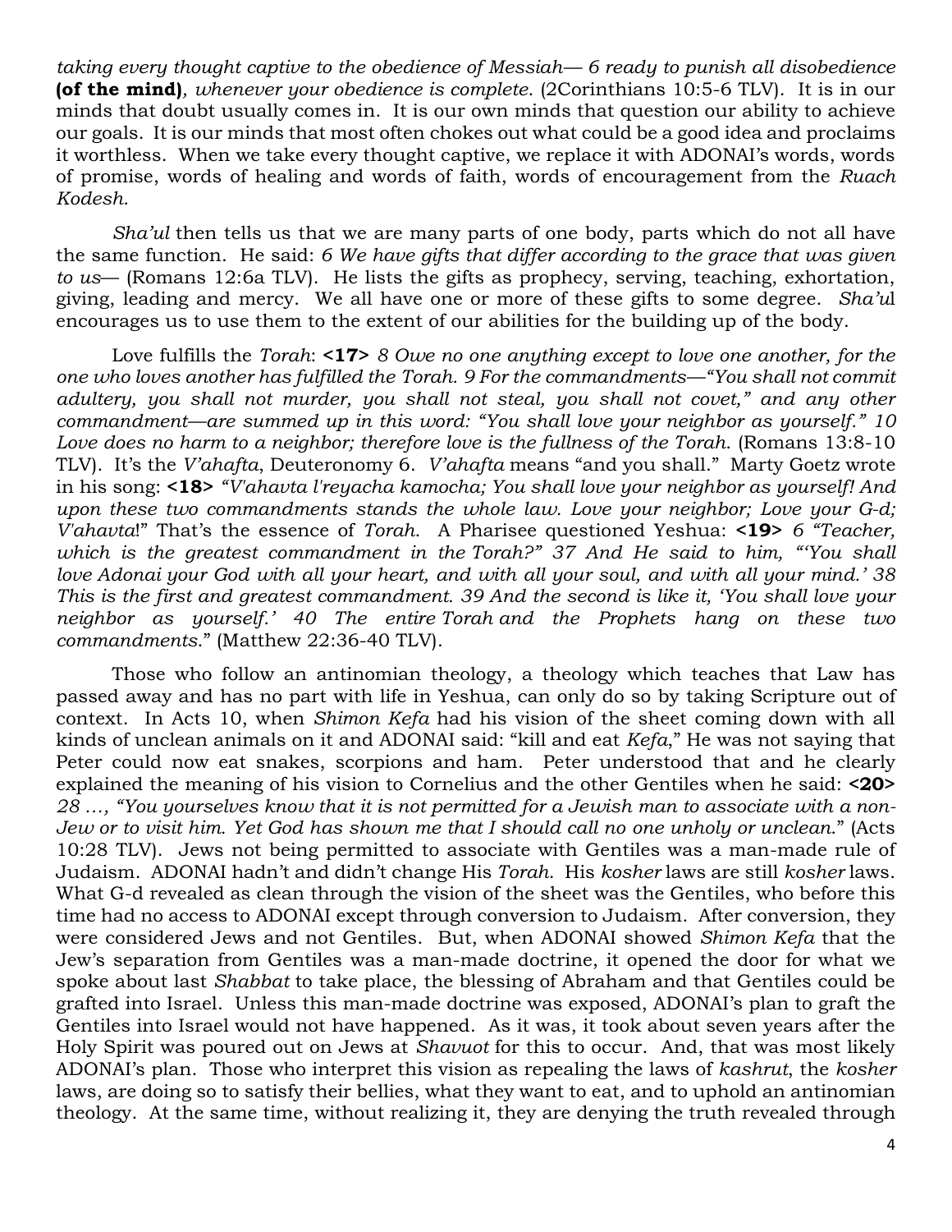*taking every thought captive to the obedience of Messiah— 6 ready to punish all disobedience* **(of the mind)***, whenever your obedience is complete*. (2Corinthians 10:5-6 TLV). It is in our minds that doubt usually comes in. It is our own minds that question our ability to achieve our goals. It is our minds that most often chokes out what could be a good idea and proclaims it worthless. When we take every thought captive, we replace it with ADONAI's words, words of promise, words of healing and words of faith, words of encouragement from the *Ruach Kodesh*.

*Sha'ul* then tells us that we are many parts of one body, parts which do not all have the same function. He said: *6 We have gifts that differ according to the grace that was given to us*— (Romans 12:6a TLV). He lists the gifts as prophecy, serving, teaching, exhortation, giving, leading and mercy. We all have one or more of these gifts to some degree. *Sha'u*l encourages us to use them to the extent of our abilities for the building up of the body.

Love fulfills the *Torah*: **<17>** *8 Owe no one anything except to love one another, for the one who loves another has fulfilled the Torah. 9 For the commandments—"You shall not commit adultery, you shall not murder, you shall not steal, you shall not covet," and any other commandment—are summed up in this word: "You shall love your neighbor as yourself." 10 Love does no harm to a neighbor; therefore love is the fullness of the Torah.* (Romans 13:8-10 TLV). It's the *V'ahafta*, Deuteronomy 6. *V'ahafta* means "and you shall." Marty Goetz wrote in his song: **<18>** *"V'ahavta l'reyacha kamocha; You shall love your neighbor as yourself! And upon these two commandments stands the whole law. Love your neighbor; Love your G-d; V'ahavta*!" That's the essence of *Torah*. A Pharisee questioned Yeshua: **<19>** *6 "Teacher, which is the greatest commandment in the Torah?" 37 And He said to him, "'You shall love Adonai your God with all your heart, and with all your soul, and with all your mind.' 38 This is the first and greatest commandment. 39 And the second is like it, 'You shall love your neighbor as yourself.' 40 The entire Torah and the Prophets hang on these two commandments*." (Matthew 22:36-40 TLV).

Those who follow an antinomian theology, a theology which teaches that Law has passed away and has no part with life in Yeshua, can only do so by taking Scripture out of context. In Acts 10, when *Shimon Kefa* had his vision of the sheet coming down with all kinds of unclean animals on it and ADONAI said: "kill and eat *Kefa*," He was not saying that Peter could now eat snakes, scorpions and ham. Peter understood that and he clearly explained the meaning of his vision to Cornelius and the other Gentiles when he said: **<20>** *28 …, "You yourselves know that it is not permitted for a Jewish man to associate with a non-Jew or to visit him. Yet God has shown me that I should call no one unholy or unclean*." (Acts 10:28 TLV). Jews not being permitted to associate with Gentiles was a man-made rule of Judaism. ADONAI hadn't and didn't change His *Torah*. His *kosher* laws are still *kosher* laws. What G-d revealed as clean through the vision of the sheet was the Gentiles, who before this time had no access to ADONAI except through conversion to Judaism. After conversion, they were considered Jews and not Gentiles. But, when ADONAI showed *Shimon Kefa* that the Jew's separation from Gentiles was a man-made doctrine, it opened the door for what we spoke about last *Shabbat* to take place, the blessing of Abraham and that Gentiles could be grafted into Israel. Unless this man-made doctrine was exposed, ADONAI's plan to graft the Gentiles into Israel would not have happened. As it was, it took about seven years after the Holy Spirit was poured out on Jews at *Shavuot* for this to occur. And, that was most likely ADONAI's plan. Those who interpret this vision as repealing the laws of *kashrut*, the *kosher* laws, are doing so to satisfy their bellies, what they want to eat, and to uphold an antinomian theology. At the same time, without realizing it, they are denying the truth revealed through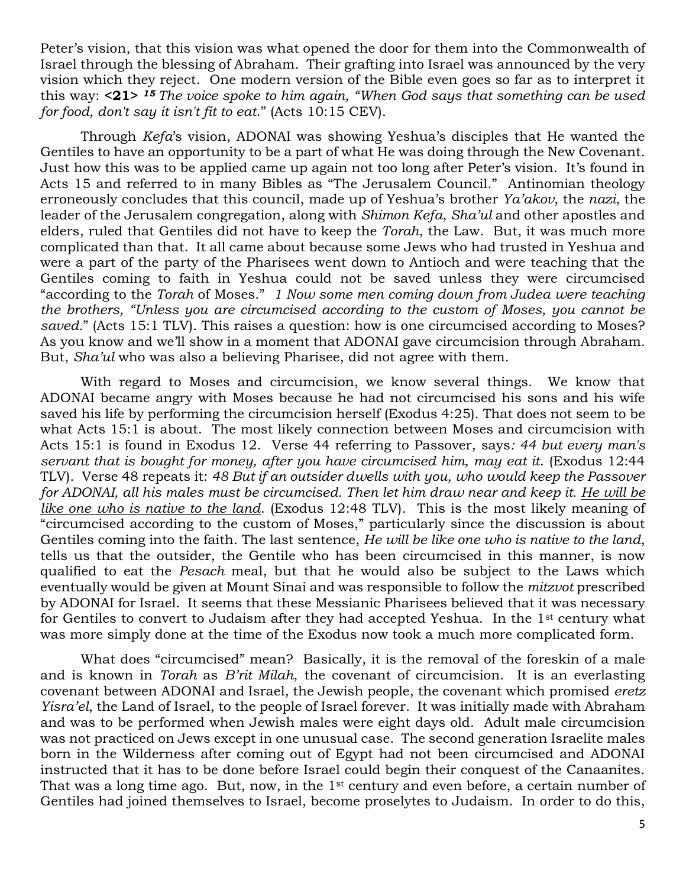Peter's vision, that this vision was what opened the door for them into the Commonwealth of Israel through the blessing of Abraham. Their grafting into Israel was announced by the very vision which they reject. One modern version of the Bible even goes so far as to interpret it this way: **<21>** ***15*** *The voice spoke to him again, "When God says that something can be used for food, don't say it isn't fit to eat."* (Acts 10:15 CEV).

Through *Kefa*'s vision, ADONAI was showing Yeshua's disciples that He wanted the Gentiles to have an opportunity to be a part of what He was doing through the New Covenant. Just how this was to be applied came up again not too long after Peter's vision. It's found in Acts 15 and referred to in many Bibles as "The Jerusalem Council." Antinomian theology erroneously concludes that this council, made up of Yeshua's brother *Ya'akov*, the *nazi*, the leader of the Jerusalem congregation, along with *Shimon Kefa*, *Sha'ul* and other apostles and elders, ruled that Gentiles did not have to keep the *Torah*, the Law. But, it was much more complicated than that. It all came about because some Jews who had trusted in Yeshua and were a part of the party of the Pharisees went down to Antioch and were teaching that the Gentiles coming to faith in Yeshua could not be saved unless they were circumcised "according to the *Torah* of Moses." *1 Now some men coming down from Judea were teaching the brothers, "Unless you are circumcised according to the custom of Moses, you cannot be saved."* (Acts 15:1 TLV). This raises a question: how is one circumcised according to Moses? As you know and we'll show in a moment that ADONAI gave circumcision through Abraham. But, *Sha'ul* who was also a believing Pharisee, did not agree with them.

With regard to Moses and circumcision, we know several things. We know that ADONAI became angry with Moses because he had not circumcised his sons and his wife saved his life by performing the circumcision herself (Exodus 4:25). That does not seem to be what Acts 15:1 is about. The most likely connection between Moses and circumcision with Acts 15:1 is found in Exodus 12. Verse 44 referring to Passover, says*: 44 but every man's servant that is bought for money, after you have circumcised him, may eat it.* (Exodus 12:44 TLV). Verse 48 repeats it: *48 But if an outsider dwells with you, who would keep the Passover for ADONAI, all his males must be circumcised. Then let him draw near and keep it. <u>He will be like one who is native to the land</u>.* (Exodus 12:48 TLV). This is the most likely meaning of "circumcised according to the custom of Moses," particularly since the discussion is about Gentiles coming into the faith. The last sentence, *He will be like one who is native to the land*, tells us that the outsider, the Gentile who has been circumcised in this manner, is now qualified to eat the *Pesach* meal, but that he would also be subject to the Laws which eventually would be given at Mount Sinai and was responsible to follow the *mitzvot* prescribed by ADONAI for Israel. It seems that these Messianic Pharisees believed that it was necessary for Gentiles to convert to Judaism after they had accepted Yeshua. In the 1st century what was more simply done at the time of the Exodus now took a much more complicated form.

What does "circumcised" mean? Basically, it is the removal of the foreskin of a male and is known in *Torah* as *B'rit Milah*, the covenant of circumcision. It is an everlasting covenant between ADONAI and Israel, the Jewish people, the covenant which promised *eretz Yisra'el*, the Land of Israel, to the people of Israel forever. It was initially made with Abraham and was to be performed when Jewish males were eight days old. Adult male circumcision was not practiced on Jews except in one unusual case. The second generation Israelite males born in the Wilderness after coming out of Egypt had not been circumcised and ADONAI instructed that it has to be done before Israel could begin their conquest of the Canaanites. That was a long time ago. But, now, in the 1st century and even before, a certain number of Gentiles had joined themselves to Israel, become proselytes to Judaism. In order to do this,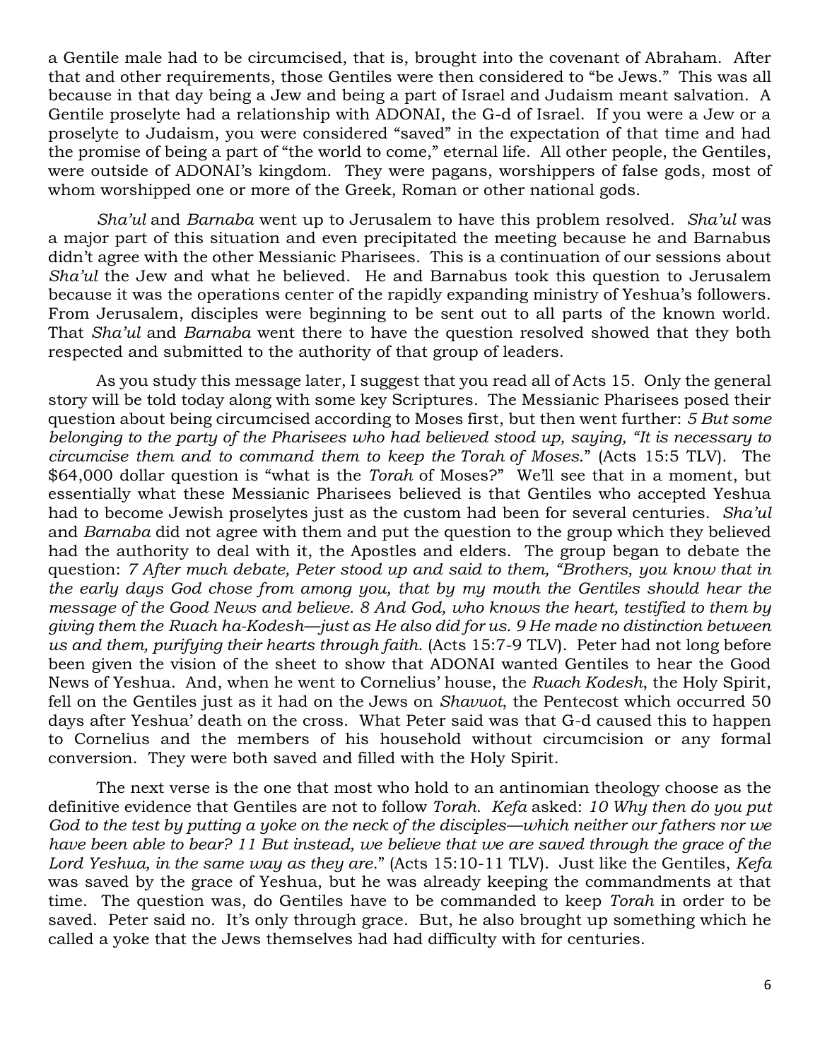a Gentile male had to be circumcised, that is, brought into the covenant of Abraham. After that and other requirements, those Gentiles were then considered to "be Jews." This was all because in that day being a Jew and being a part of Israel and Judaism meant salvation. A Gentile proselyte had a relationship with ADONAI, the G-d of Israel. If you were a Jew or a proselyte to Judaism, you were considered "saved" in the expectation of that time and had the promise of being a part of "the world to come," eternal life. All other people, the Gentiles, were outside of ADONAI's kingdom. They were pagans, worshippers of false gods, most of whom worshipped one or more of the Greek, Roman or other national gods.

*Sha'ul* and *Barnaba* went up to Jerusalem to have this problem resolved. *Sha'ul* was a major part of this situation and even precipitated the meeting because he and Barnabus didn't agree with the other Messianic Pharisees. This is a continuation of our sessions about *Sha'ul* the Jew and what he believed. He and Barnabus took this question to Jerusalem because it was the operations center of the rapidly expanding ministry of Yeshua's followers. From Jerusalem, disciples were beginning to be sent out to all parts of the known world. That *Sha'ul* and *Barnaba* went there to have the question resolved showed that they both respected and submitted to the authority of that group of leaders.

As you study this message later, I suggest that you read all of Acts 15. Only the general story will be told today along with some key Scriptures. The Messianic Pharisees posed their question about being circumcised according to Moses first, but then went further: *5 But some belonging to the party of the Pharisees who had believed stood up, saying, "It is necessary to circumcise them and to command them to keep the Torah of Moses."* (Acts 15:5 TLV). The $64,000 dollar question is "what is the *Torah* of Moses?" We'll see that in a moment, but essentially what these Messianic Pharisees believed is that Gentiles who accepted Yeshua had to become Jewish proselytes just as the custom had been for several centuries. *Sha'ul* and *Barnaba* did not agree with them and put the question to the group which they believed had the authority to deal with it, the Apostles and elders. The group began to debate the question: *7 After much debate, Peter stood up and said to them, "Brothers, you know that in the early days God chose from among you, that by my mouth the Gentiles should hear the message of the Good News and believe. 8 And God, who knows the heart, testified to them by giving them the Ruach ha-Kodesh—just as He also did for us. 9 He made no distinction between us and them, purifying their hearts through faith.* (Acts 15:7-9 TLV). Peter had not long before been given the vision of the sheet to show that ADONAI wanted Gentiles to hear the Good News of Yeshua. And, when he went to Cornelius' house, the *Ruach Kodesh*, the Holy Spirit, fell on the Gentiles just as it had on the Jews on *Shavuot*, the Pentecost which occurred 50 days after Yeshua' death on the cross. What Peter said was that G-d caused this to happen to Cornelius and the members of his household without circumcision or any formal conversion. They were both saved and filled with the Holy Spirit.

The next verse is the one that most who hold to an antinomian theology choose as the definitive evidence that Gentiles are not to follow *Torah*. *Kefa* asked: *10 Why then do you put God to the test by putting a yoke on the neck of the disciples—which neither our fathers nor we have been able to bear? 11 But instead, we believe that we are saved through the grace of the Lord Yeshua, in the same way as they are."* (Acts 15:10-11 TLV). Just like the Gentiles, *Kefa* was saved by the grace of Yeshua, but he was already keeping the commandments at that time. The question was, do Gentiles have to be commanded to keep *Torah* in order to be saved. Peter said no. It's only through grace. But, he also brought up something which he called a yoke that the Jews themselves had had difficulty with for centuries.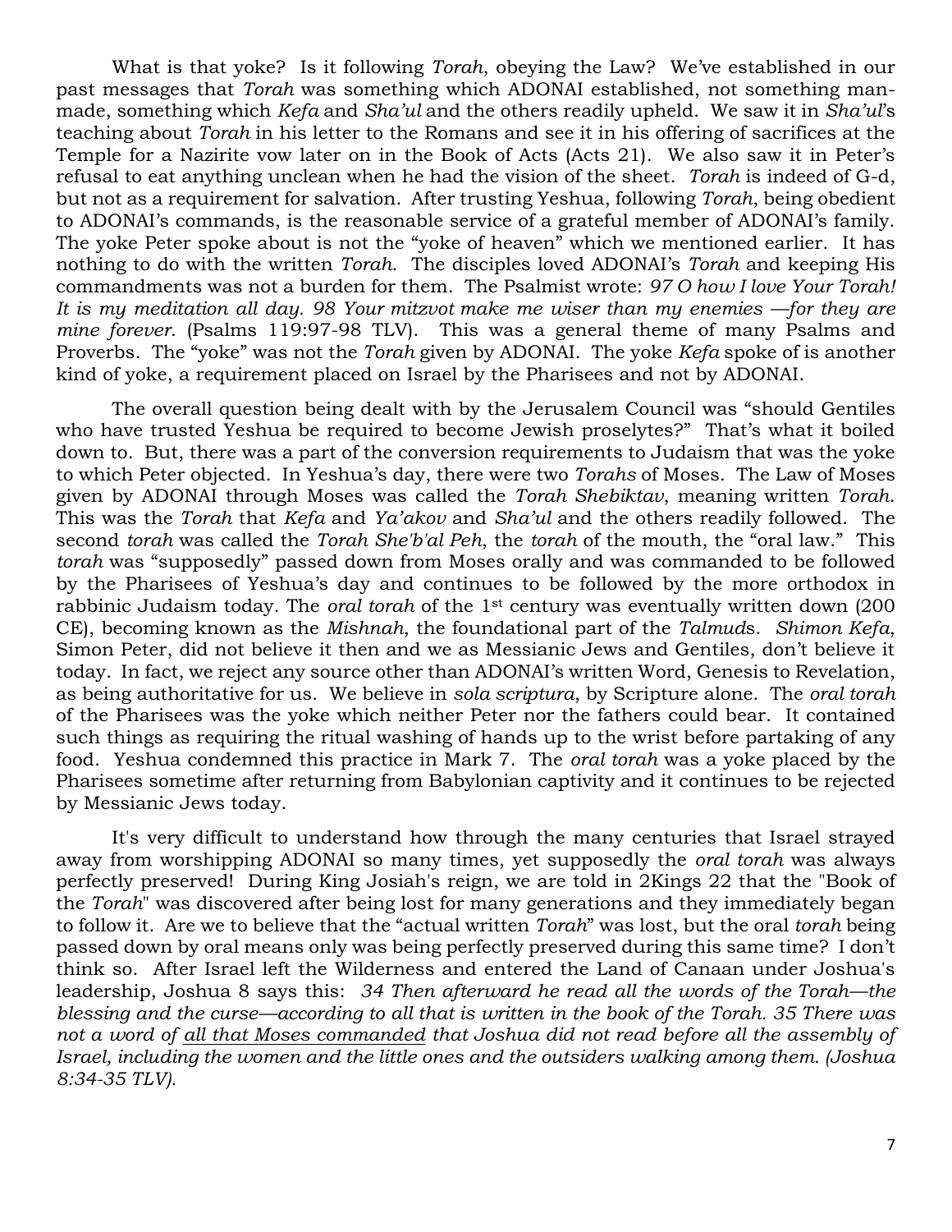What is that yoke? Is it following *Torah*, obeying the Law? We've established in our past messages that *Torah* was something which ADONAI established, not something man-made, something which *Kefa* and *Sha'ul* and the others readily upheld. We saw it in *Sha'ul*'s teaching about *Torah* in his letter to the Romans and see it in his offering of sacrifices at the Temple for a Nazirite vow later on in the Book of Acts (Acts 21). We also saw it in Peter's refusal to eat anything unclean when he had the vision of the sheet. *Torah* is indeed of G-d, but not as a requirement for salvation. After trusting Yeshua, following *Torah*, being obedient to ADONAI's commands, is the reasonable service of a grateful member of ADONAI's family. The yoke Peter spoke about is not the "yoke of heaven" which we mentioned earlier. It has nothing to do with the written *Torah*. The disciples loved ADONAI's *Torah* and keeping His commandments was not a burden for them. The Psalmist wrote: *97 O how I love Your Torah! It is my meditation all day. 98 Your mitzvot make me wiser than my enemies —for they are mine forever.* (Psalms 119:97-98 TLV). This was a general theme of many Psalms and Proverbs. The "yoke" was not the *Torah* given by ADONAI. The yoke *Kefa* spoke of is another kind of yoke, a requirement placed on Israel by the Pharisees and not by ADONAI.

The overall question being dealt with by the Jerusalem Council was "should Gentiles who have trusted Yeshua be required to become Jewish proselytes?" That's what it boiled down to. But, there was a part of the conversion requirements to Judaism that was the yoke to which Peter objected. In Yeshua's day, there were two *Torahs* of Moses. The Law of Moses given by ADONAI through Moses was called the *Torah Shebiktav*, meaning written *Torah*. This was the *Torah* that *Kefa* and *Ya'akov* and *Sha'ul* and the others readily followed. The second *torah* was called the *Torah She'b'al Peh*, the *torah* of the mouth, the "oral law." This *torah* was "supposedly" passed down from Moses orally and was commanded to be followed by the Pharisees of Yeshua's day and continues to be followed by the more orthodox in rabbinic Judaism today. The *oral torah* of the 1st century was eventually written down (200 CE), becoming known as the *Mishnah*, the foundational part of the *Talmud*s. *Shimon Kefa*, Simon Peter, did not believe it then and we as Messianic Jews and Gentiles, don't believe it today. In fact, we reject any source other than ADONAI's written Word, Genesis to Revelation, as being authoritative for us. We believe in *sola scriptura*, by Scripture alone. The *oral torah* of the Pharisees was the yoke which neither Peter nor the fathers could bear. It contained such things as requiring the ritual washing of hands up to the wrist before partaking of any food. Yeshua condemned this practice in Mark 7. The *oral torah* was a yoke placed by the Pharisees sometime after returning from Babylonian captivity and it continues to be rejected by Messianic Jews today.

It's very difficult to understand how through the many centuries that Israel strayed away from worshipping ADONAI so many times, yet supposedly the *oral torah* was always perfectly preserved! During King Josiah's reign, we are told in 2Kings 22 that the "Book of the *Torah*" was discovered after being lost for many generations and they immediately began to follow it. Are we to believe that the "actual written *Torah*" was lost, but the oral *torah* being passed down by oral means only was being perfectly preserved during this same time? I don't think so. After Israel left the Wilderness and entered the Land of Canaan under Joshua's leadership, Joshua 8 says this: *34 Then afterward he read all the words of the Torah—the blessing and the curse—according to all that is written in the book of the Torah. 35 There was not a word of <u>all that Moses commanded</u> that Joshua did not read before all the assembly of Israel, including the women and the little ones and the outsiders walking among them. (Joshua 8:34-35 TLV).*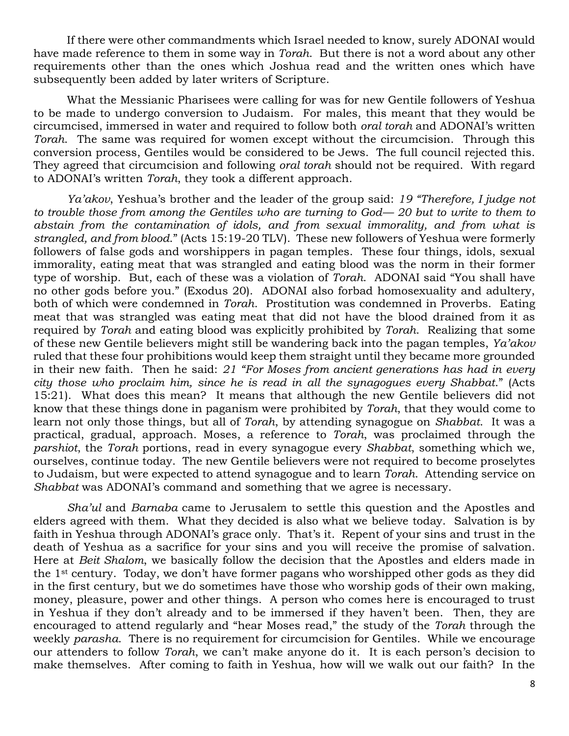If there were other commandments which Israel needed to know, surely ADONAI would have made reference to them in some way in *Torah*. But there is not a word about any other requirements other than the ones which Joshua read and the written ones which have subsequently been added by later writers of Scripture.

What the Messianic Pharisees were calling for was for new Gentile followers of Yeshua to be made to undergo conversion to Judaism. For males, this meant that they would be circumcised, immersed in water and required to follow both *oral torah* and ADONAI's written *Torah*. The same was required for women except without the circumcision. Through this conversion process, Gentiles would be considered to be Jews. The full council rejected this. They agreed that circumcision and following *oral torah* should not be required. With regard to ADONAI's written *Torah*, they took a different approach.

*Ya'akov*, Yeshua's brother and the leader of the group said: *19 "Therefore, I judge not to trouble those from among the Gentiles who are turning to God— 20 but to write to them to abstain from the contamination of idols, and from sexual immorality, and from what is strangled, and from blood.*" (Acts 15:19-20 TLV). These new followers of Yeshua were formerly followers of false gods and worshippers in pagan temples. These four things, idols, sexual immorality, eating meat that was strangled and eating blood was the norm in their former type of worship. But, each of these was a violation of *Torah*. ADONAI said "You shall have no other gods before you." (Exodus 20). ADONAI also forbad homosexuality and adultery, both of which were condemned in *Torah*. Prostitution was condemned in Proverbs. Eating meat that was strangled was eating meat that did not have the blood drained from it as required by *Torah* and eating blood was explicitly prohibited by *Torah*. Realizing that some of these new Gentile believers might still be wandering back into the pagan temples, *Ya'akov* ruled that these four prohibitions would keep them straight until they became more grounded in their new faith. Then he said: *21 "For Moses from ancient generations has had in every city those who proclaim him, since he is read in all the synagogues every Shabbat.*" (Acts 15:21). What does this mean? It means that although the new Gentile believers did not know that these things done in paganism were prohibited by *Torah*, that they would come to learn not only those things, but all of *Torah*, by attending synagogue on *Shabbat*. It was a practical, gradual, approach. Moses, a reference to *Torah*, was proclaimed through the *parshiot*, the *Torah* portions, read in every synagogue every *Shabbat*, something which we, ourselves, continue today. The new Gentile believers were not required to become proselytes to Judaism, but were expected to attend synagogue and to learn *Torah*. Attending service on *Shabbat* was ADONAI's command and something that we agree is necessary.

*Sha'ul* and *Barnaba* came to Jerusalem to settle this question and the Apostles and elders agreed with them. What they decided is also what we believe today. Salvation is by faith in Yeshua through ADONAI's grace only. That's it. Repent of your sins and trust in the death of Yeshua as a sacrifice for your sins and you will receive the promise of salvation. Here at *Beit Shalom*, we basically follow the decision that the Apostles and elders made in the 1st century. Today, we don't have former pagans who worshipped other gods as they did in the first century, but we do sometimes have those who worship gods of their own making, money, pleasure, power and other things. A person who comes here is encouraged to trust in Yeshua if they don't already and to be immersed if they haven't been. Then, they are encouraged to attend regularly and "hear Moses read," the study of the *Torah* through the weekly *parasha*. There is no requirement for circumcision for Gentiles. While we encourage our attenders to follow *Torah*, we can't make anyone do it. It is each person's decision to make themselves. After coming to faith in Yeshua, how will we walk out our faith? In the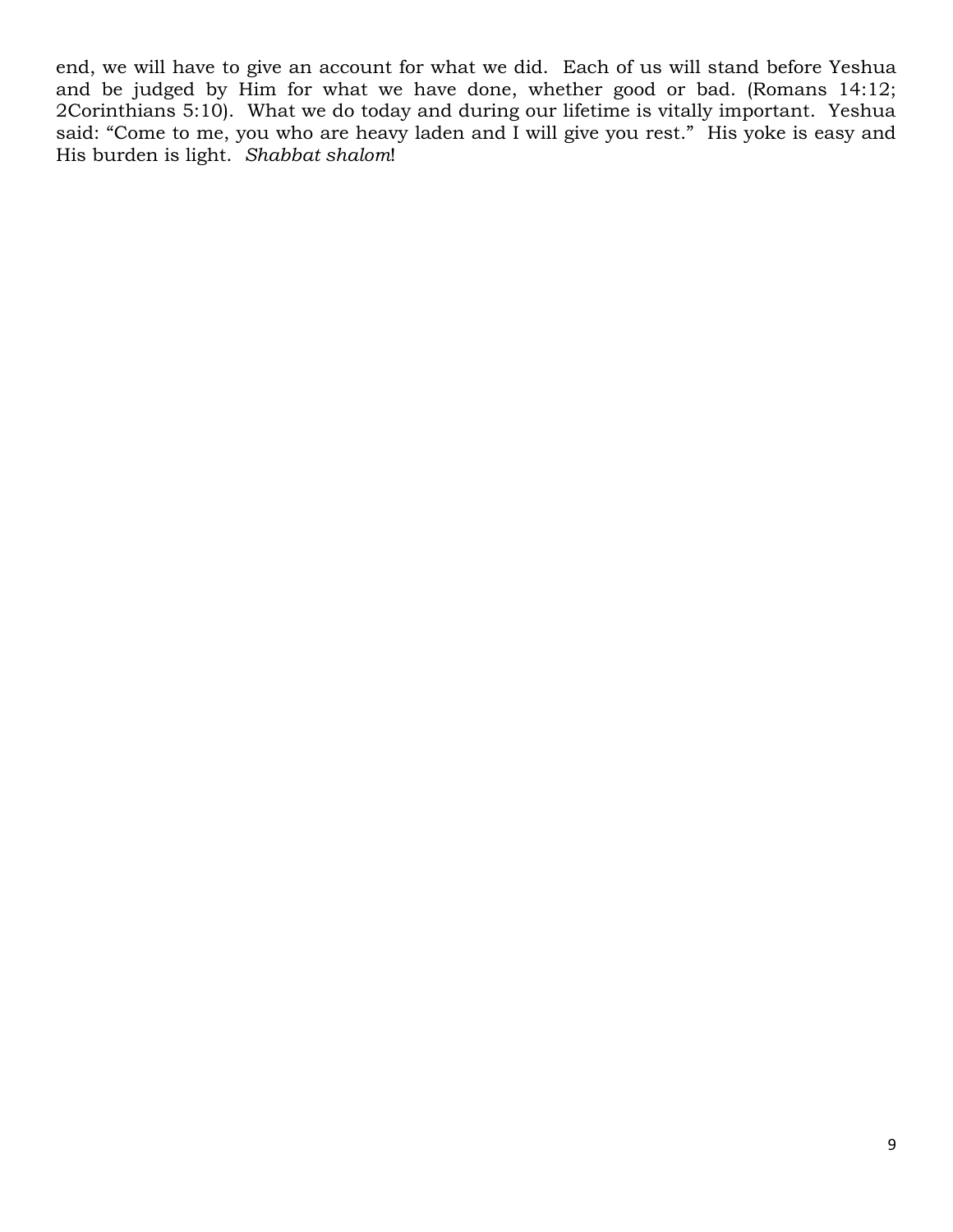end, we will have to give an account for what we did. Each of us will stand before Yeshua and be judged by Him for what we have done, whether good or bad. (Romans 14:12; 2Corinthians 5:10). What we do today and during our lifetime is vitally important. Yeshua said: "Come to me, you who are heavy laden and I will give you rest." His yoke is easy and His burden is light. *Shabbat shalom*!